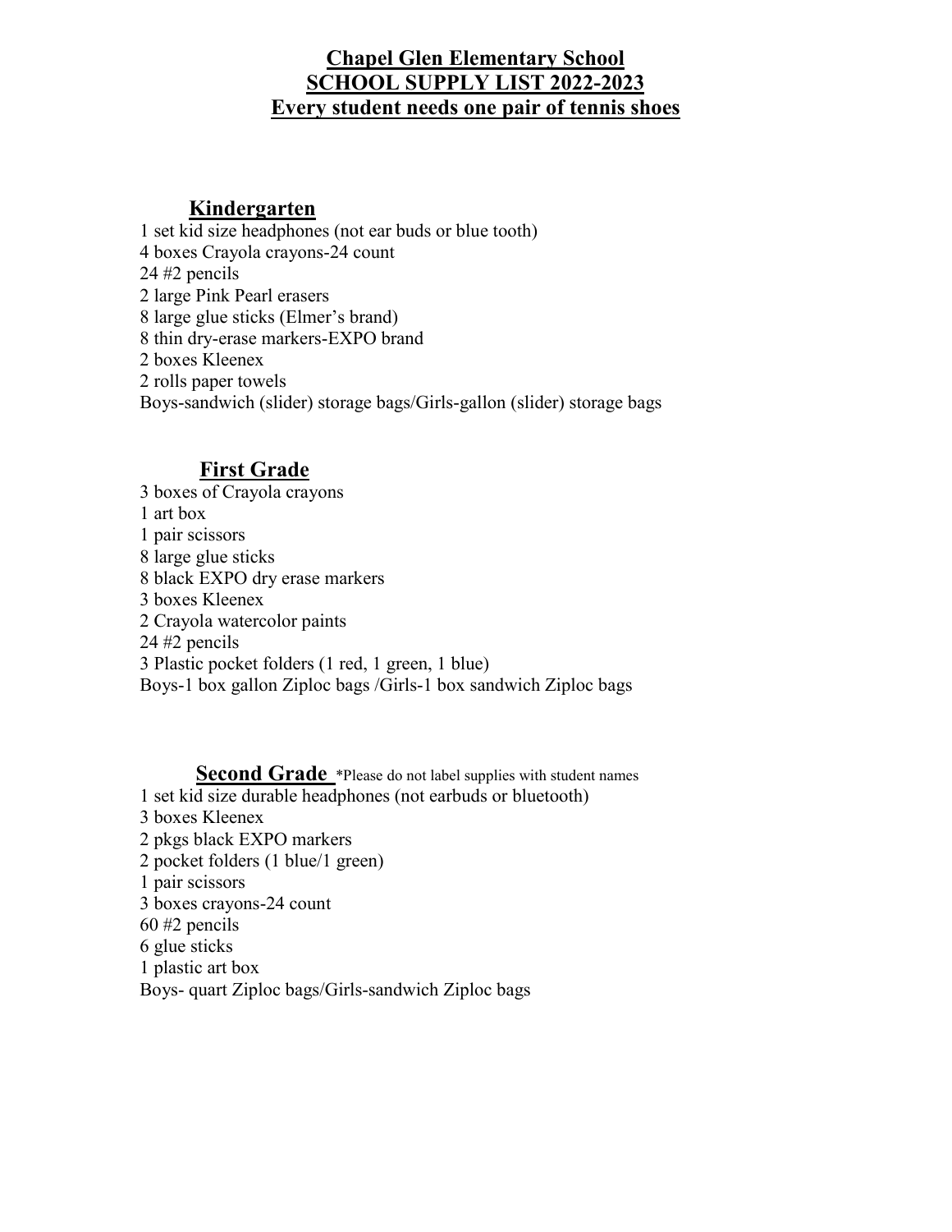# Chapel Glen Elementary School
# SCHOOL SUPPLY LIST 2022-2023
# Every student needs one pair of tennis shoes

## Kindergarten

1 set kid size headphones (not ear buds or blue tooth)
4 boxes Crayola crayons-24 count
24 #2 pencils
2 large Pink Pearl erasers
8 large glue sticks (Elmer's brand)
8 thin dry-erase markers-EXPO brand
2 boxes Kleenex
2 rolls paper towels
Boys-sandwich (slider) storage bags/Girls-gallon (slider) storage bags

## First Grade

3 boxes of Crayola crayons
1 art box
1 pair scissors
8 large glue sticks
8 black EXPO dry erase markers
3 boxes Kleenex
2 Crayola watercolor paints
24 #2 pencils
3 Plastic pocket folders (1 red, 1 green, 1 blue)
Boys-1 box gallon Ziploc bags /Girls-1 box sandwich Ziploc bags

## Second Grade *Please do not label supplies with student names

1 set kid size durable headphones (not earbuds or bluetooth)
3 boxes Kleenex
2 pkgs black EXPO markers
2 pocket folders (1 blue/1 green)
1 pair scissors
3 boxes crayons-24 count
60 #2 pencils
6 glue sticks
1 plastic art box
Boys- quart Ziploc bags/Girls-sandwich Ziploc bags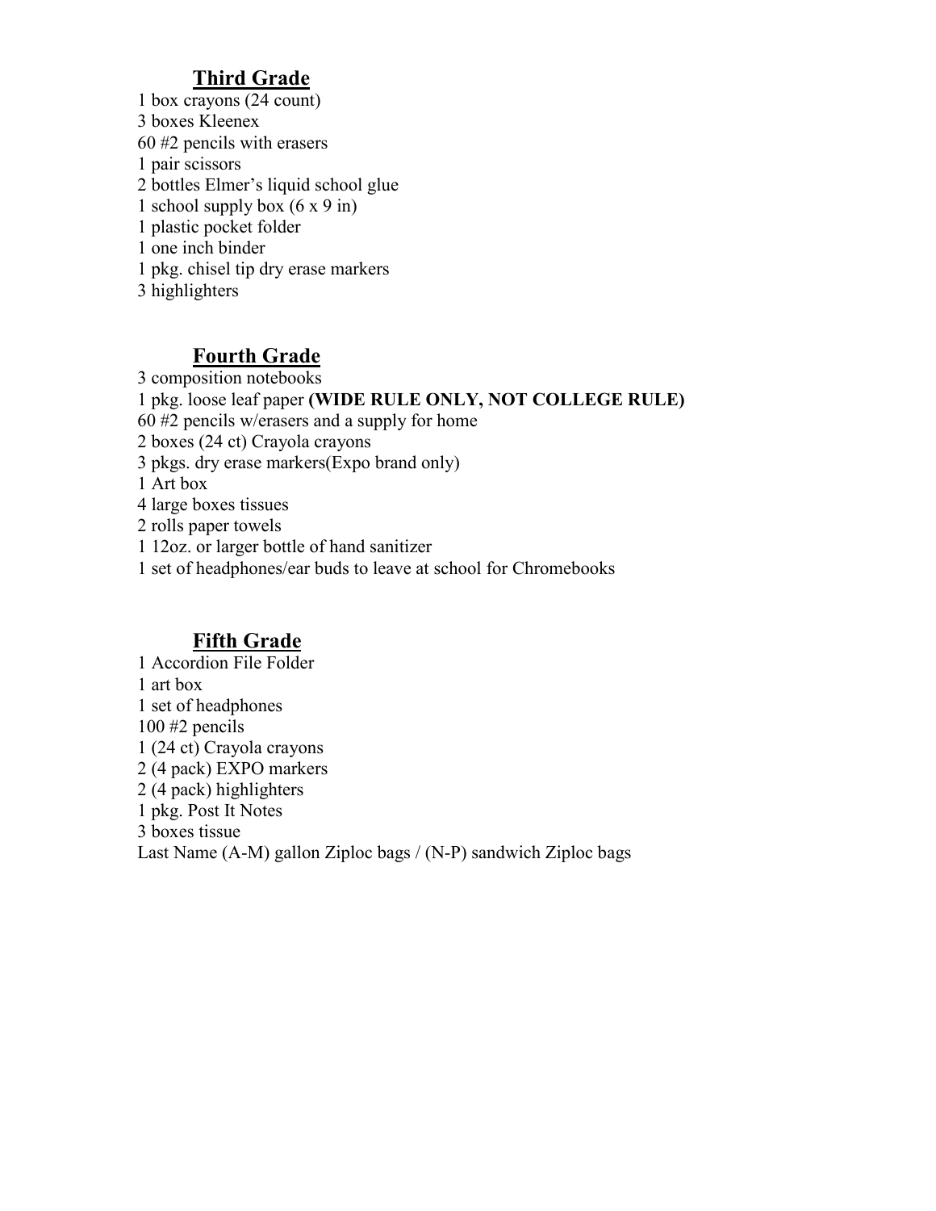## Third Grade

1 box crayons (24 count)
3 boxes Kleenex
60 #2 pencils with erasers
1 pair scissors
2 bottles Elmer's liquid school glue
1 school supply box (6 x 9 in)
1 plastic pocket folder
1 one inch binder
1 pkg. chisel tip dry erase markers
3 highlighters

## Fourth Grade

3 composition notebooks
1 pkg. loose leaf paper **(WIDE RULE ONLY, NOT COLLEGE RULE)**
60 #2 pencils w/erasers and a supply for home
2 boxes (24 ct) Crayola crayons
3 pkgs. dry erase markers(Expo brand only)
1 Art box
4 large boxes tissues
2 rolls paper towels
1 12oz. or larger bottle of hand sanitizer
1 set of headphones/ear buds to leave at school for Chromebooks

## Fifth Grade

1 Accordion File Folder
1 art box
1 set of headphones
100 #2 pencils
1 (24 ct) Crayola crayons
2 (4 pack) EXPO markers
2 (4 pack) highlighters
1 pkg. Post It Notes
3 boxes tissue
Last Name (A-M) gallon Ziploc bags / (N-P) sandwich Ziploc bags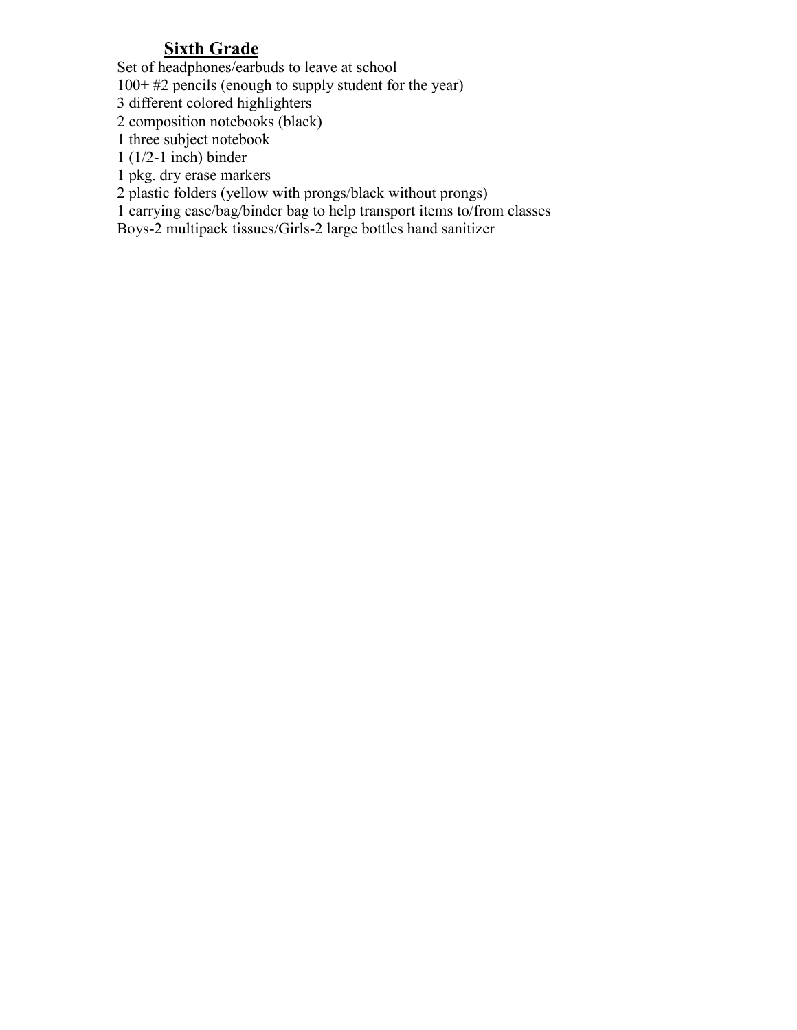## Sixth Grade

Set of headphones/earbuds to leave at school
100+ #2 pencils (enough to supply student for the year)
3 different colored highlighters
2 composition notebooks (black)
1 three subject notebook
1 (1/2-1 inch) binder
1 pkg. dry erase markers
2 plastic folders (yellow with prongs/black without prongs)
1 carrying case/bag/binder bag to help transport items to/from classes
Boys-2 multipack tissues/Girls-2 large bottles hand sanitizer